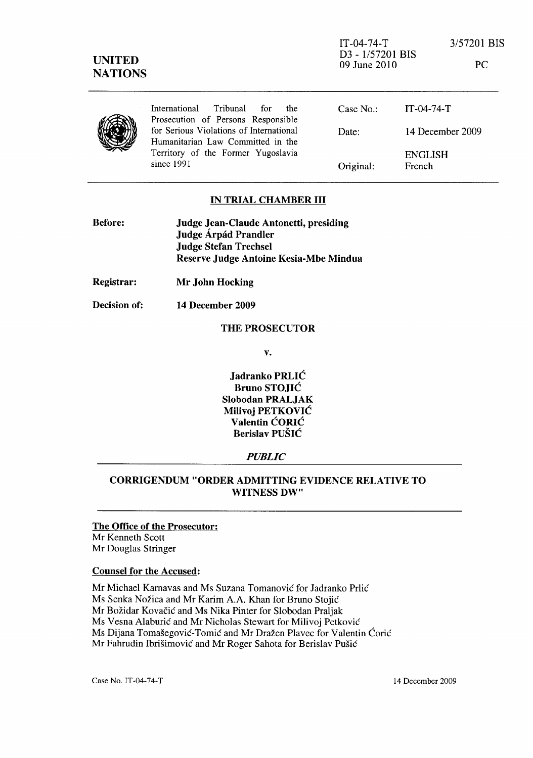IT-04-74-T
D3 - 1/57201 BIS
09 June 2010

3/57201 BIS

PC

**UNITED NATIONS**

International Tribunal for the Prosecution of Persons Responsible for Serious Violations of International Humanitarian Law Committed in the Territory of the Former Yugoslavia since 1991

| | |
|---|---|
| Case No.: | IT-04-74-T |
| Date: | 14 December 2009 |
| | ENGLISH |
| Original: | French |

## IN TRIAL CHAMBER III

**Before:** **Judge Jean-Claude Antonetti, presiding**
**Judge Árpád Prandler**
**Judge Stefan Trechsel**
**Reserve Judge Antoine Kesia-Mbe Mindua**

**Registrar:** **Mr John Hocking**

**Decision of:** **14 December 2009**

**THE PROSECUTOR**

**v.**

**Jadranko PRLIĆ**
**Bruno STOJIĆ**
**Slobodan PRALJAK**
**Milivoj PETKOVIĆ**
**Valentin ĆORIĆ**
**Berislav PUŠIĆ**

***PUBLIC***

## CORRIGENDUM "ORDER ADMITTING EVIDENCE RELATIVE TO WITNESS DW"

**The Office of the Prosecutor:**
Mr Kenneth Scott
Mr Douglas Stringer

**Counsel for the Accused:**

Mr Michael Karnavas and Ms Suzana Tomanović for Jadranko Prlić
Ms Senka Nožica and Mr Karim A.A. Khan for Bruno Stojić
Mr Božidar Kovačić and Ms Nika Pinter for Slobodan Praljak
Ms Vesna Alaburić and Mr Nicholas Stewart for Milivoj Petković
Ms Dijana Tomašegović-Tomić and Mr Dražen Plavec for Valentin Ćorić
Mr Fahrudin Ibrišimović and Mr Roger Sahota for Berislav Pušić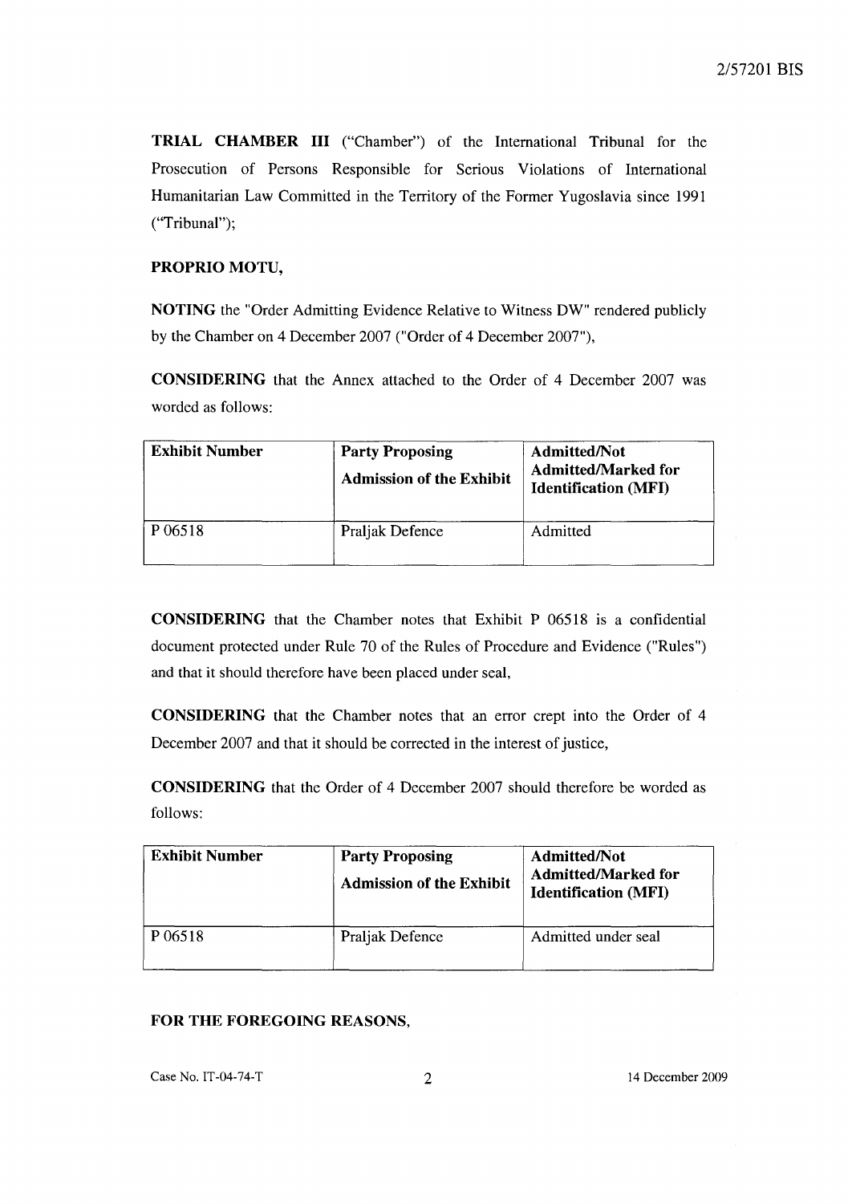**TRIAL CHAMBER III** ("Chamber") of the International Tribunal for the Prosecution of Persons Responsible for Serious Violations of International Humanitarian Law Committed in the Territory of the Former Yugoslavia since 1991 ("Tribunal");

**PROPRIO MOTU,**

**NOTING** the "Order Admitting Evidence Relative to Witness DW" rendered publicly by the Chamber on 4 December 2007 ("Order of 4 December 2007"),

**CONSIDERING** that the Annex attached to the Order of 4 December 2007 was worded as follows:

| Exhibit Number | Party Proposing Admission of the Exhibit | Admitted/Not Admitted/Marked for Identification (MFI) |
|---|---|---|
| P 06518 | Praljak Defence | Admitted |

**CONSIDERING** that the Chamber notes that Exhibit P 06518 is a confidential document protected under Rule 70 of the Rules of Procedure and Evidence ("Rules") and that it should therefore have been placed under seal,

**CONSIDERING** that the Chamber notes that an error crept into the Order of 4 December 2007 and that it should be corrected in the interest of justice,

**CONSIDERING** that the Order of 4 December 2007 should therefore be worded as follows:

| Exhibit Number | Party Proposing Admission of the Exhibit | Admitted/Not Admitted/Marked for Identification (MFI) |
|---|---|---|
| P 06518 | Praljak Defence | Admitted under seal |

**FOR THE FOREGOING REASONS,**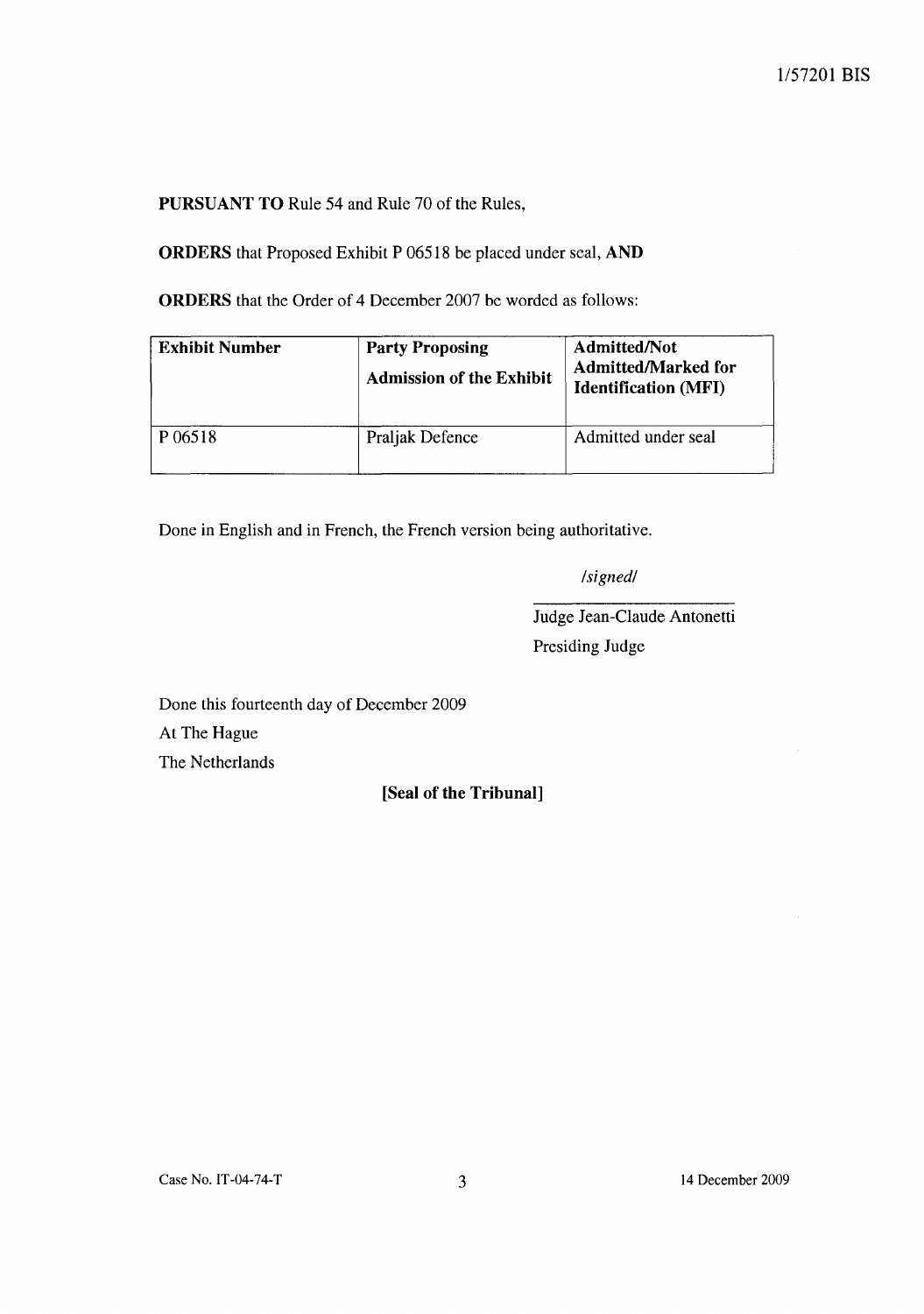**PURSUANT TO** Rule 54 and Rule 70 of the Rules,

**ORDERS** that Proposed Exhibit P 06518 be placed under seal, **AND**

**ORDERS** that the Order of 4 December 2007 be worded as follows:

| **Exhibit Number** | **Party Proposing Admission of the Exhibit** | **Admitted/Not Admitted/Marked for Identification (MFI)** |
|---|---|---|
| P 06518 | Praljak Defence | Admitted under seal |

Done in English and in French, the French version being authoritative.

*/signed/*

Judge Jean-Claude Antonetti
Presiding Judge

Done this fourteenth day of December 2009
At The Hague
The Netherlands

**[Seal of the Tribunal]**